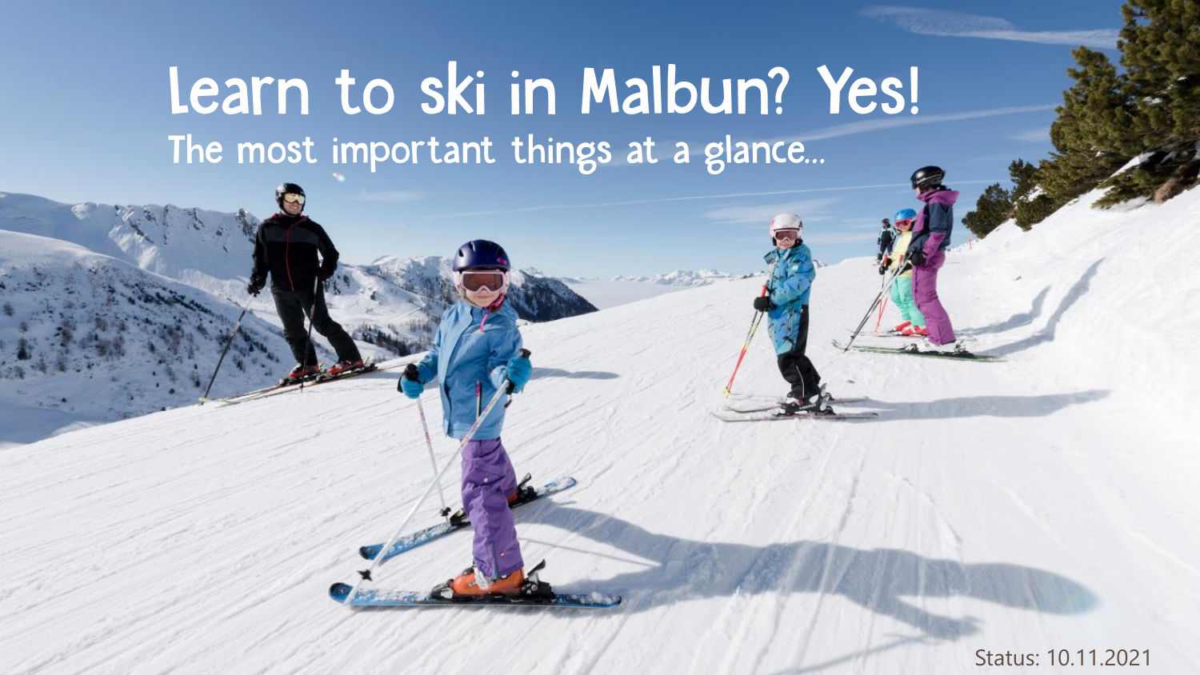# Learn to ski in Malbun? Yes!

## The most important things at a glance...

Status: 10.11.2021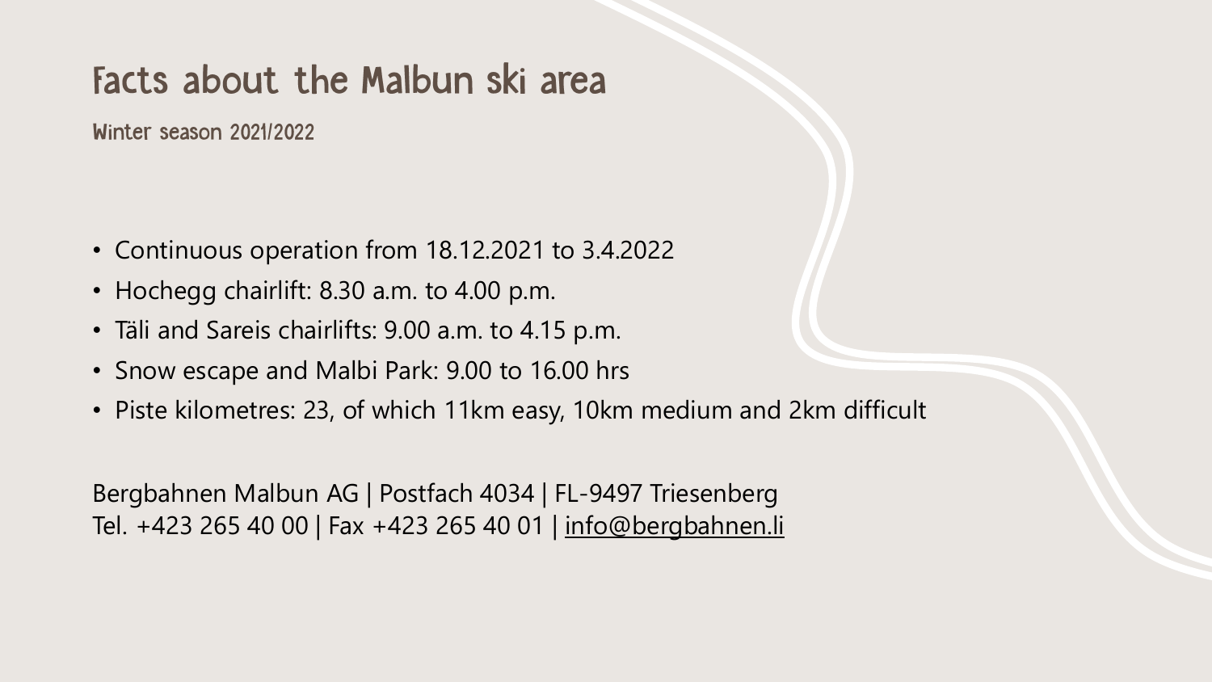# Facts about the Malbun ski area

Winter season 2021/2022

- Continuous operation from 18.12.2021 to 3.4.2022
- Hochegg chairlift: 8.30 a.m. to 4.00 p.m.
- Täli and Sareis chairlifts: 9.00 a.m. to 4.15 p.m.
- Snow escape and Malbi Park: 9.00 to 16.00 hrs
- Piste kilometres: 23, of which 11km easy, 10km medium and 2km difficult

Bergbahnen Malbun AG | Postfach 4034 | FL-9497 Triesenberg
Tel. +423 265 40 00 | Fax +423 265 40 01 | info@bergbahnen.li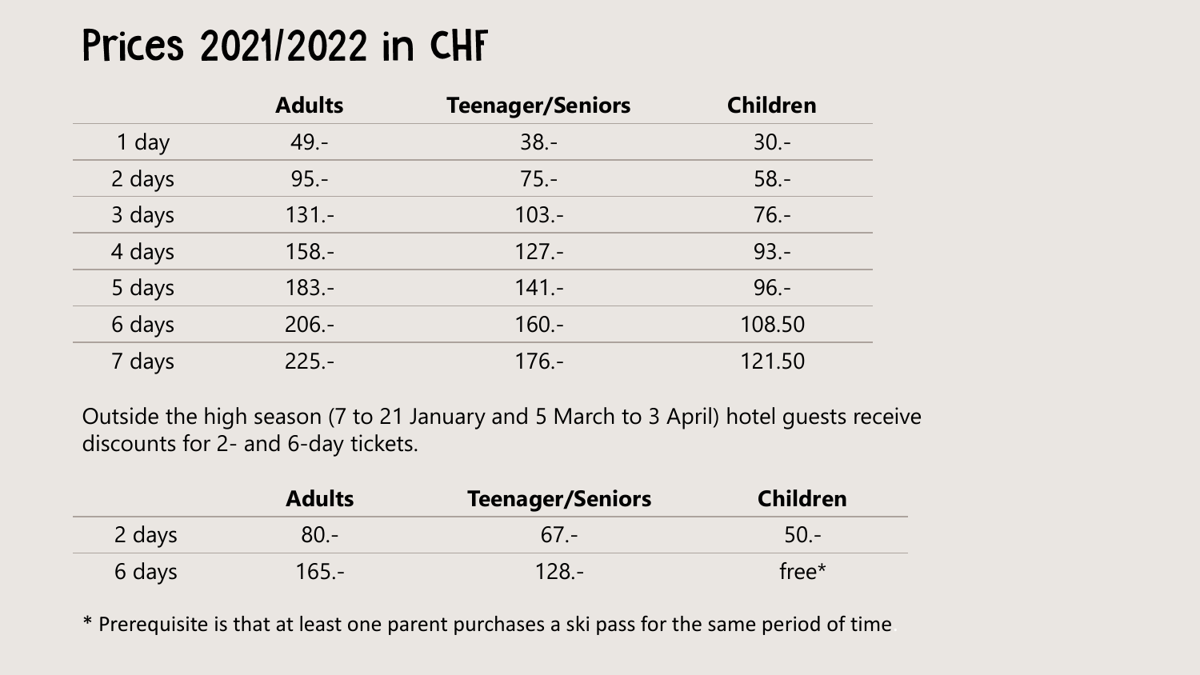# Prices 2021/2022 in CHF

| | Adults | Teenager/Seniors | Children |
|---|---|---|---|
| 1 day | 49.- | 38.- | 30.- |
| 2 days | 95.- | 75.- | 58.- |
| 3 days | 131.- | 103.- | 76.- |
| 4 days | 158.- | 127.- | 93.- |
| 5 days | 183.- | 141.- | 96.- |
| 6 days | 206.- | 160.- | 108.50 |
| 7 days | 225.- | 176.- | 121.50 |

Outside the high season (7 to 21 January and 5 March to 3 April) hotel guests receive discounts for 2- and 6-day tickets.

| | Adults | Teenager/Seniors | Children |
|---|---|---|---|
| 2 days | 80.- | 67.- | 50.- |
| 6 days | 165.- | 128.- | free* |

* Prerequisite is that at least one parent purchases a ski pass for the same period of time.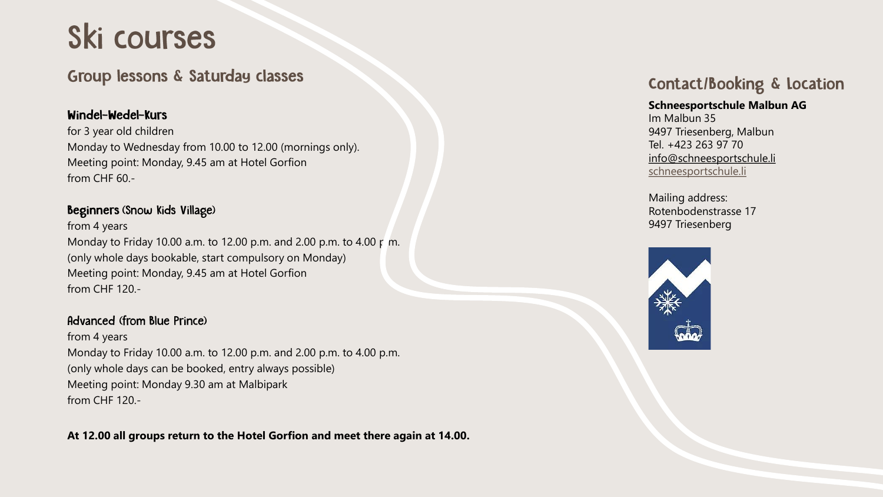# Ski courses

## Group lessons & Saturday classes

### Windel-Wedel-Kurs

for 3 year old children
Monday to Wednesday from 10.00 to 12.00 (mornings only).
Meeting point: Monday, 9.45 am at Hotel Gorfion
from CHF 60.-

### Beginners (Snow Kids Village)

from 4 years
Monday to Friday 10.00 a.m. to 12.00 p.m. and 2.00 p.m. to 4.00 p.m.
(only whole days bookable, start compulsory on Monday)
Meeting point: Monday, 9.45 am at Hotel Gorfion
from CHF 120.-

### Advanced (from Blue Prince)

from 4 years
Monday to Friday 10.00 a.m. to 12.00 p.m. and 2.00 p.m. to 4.00 p.m.
(only whole days can be booked, entry always possible)
Meeting point: Monday 9.30 am at Malbipark
from CHF 120.-

**At 12.00 all groups return to the Hotel Gorfion and meet there again at 14.00.**

## Contact/Booking & Location

**Schneesportschule Malbun AG**
Im Malbun 35
9497 Triesenberg, Malbun
Tel. +423 263 97 70
info@schneesportschule.li
schneesportschule.li

Mailing address:
Rotenbodenstrasse 17
9497 Triesenberg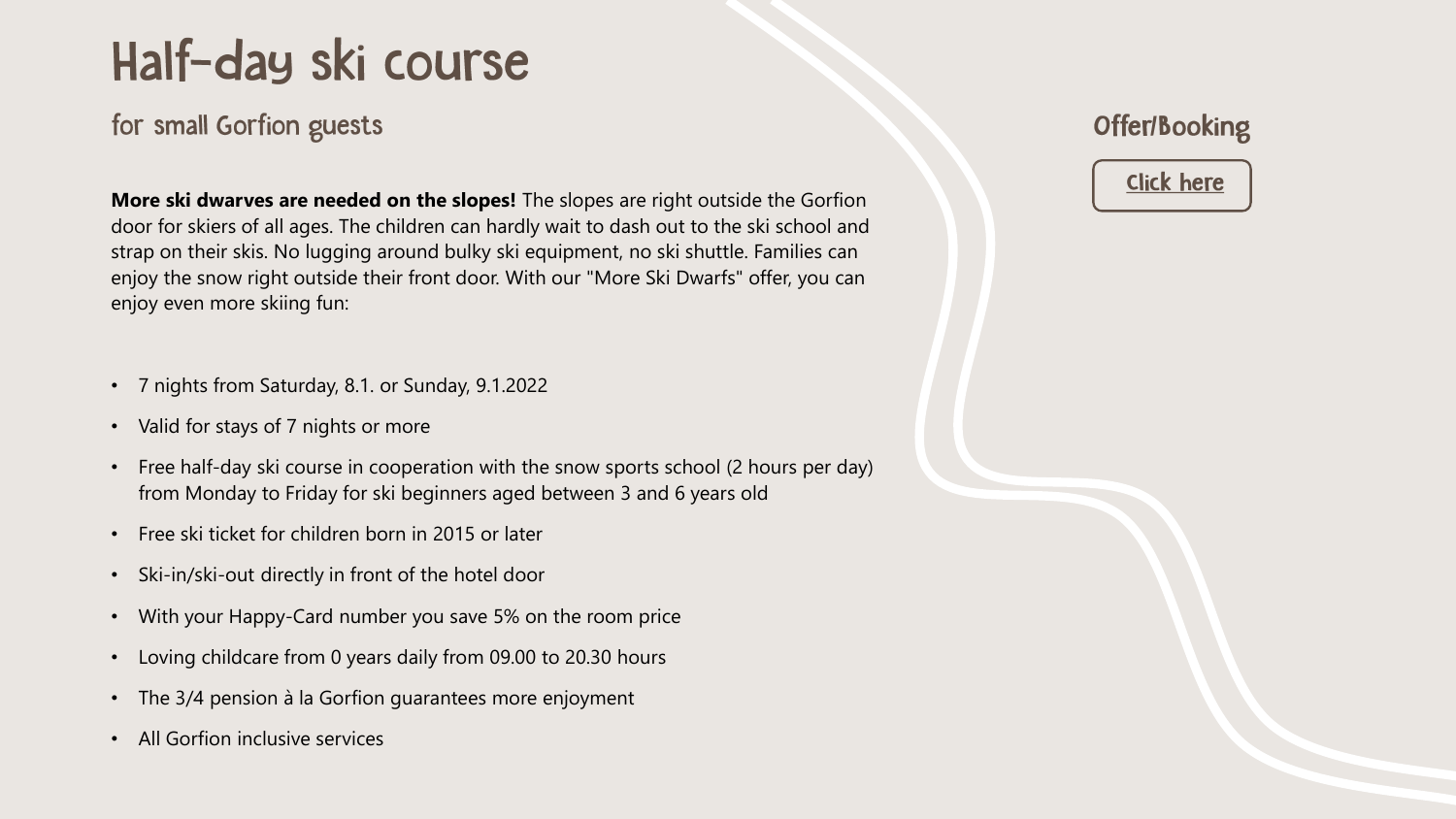# Half-day ski course

## for small Gorfion guests

**More ski dwarves are needed on the slopes!** The slopes are right outside the Gorfion door for skiers of all ages. The children can hardly wait to dash out to the ski school and strap on their skis. No lugging around bulky ski equipment, no ski shuttle. Families can enjoy the snow right outside their front door. With our "More Ski Dwarfs" offer, you can enjoy even more skiing fun:

- 7 nights from Saturday, 8.1. or Sunday, 9.1.2022
- Valid for stays of 7 nights or more
- Free half-day ski course in cooperation with the snow sports school (2 hours per day) from Monday to Friday for ski beginners aged between 3 and 6 years old
- Free ski ticket for children born in 2015 or later
- Ski-in/ski-out directly in front of the hotel door
- With your Happy-Card number you save 5% on the room price
- Loving childcare from 0 years daily from 09.00 to 20.30 hours
- The 3/4 pension à la Gorfion guarantees more enjoyment
- All Gorfion inclusive services

### Offer/Booking

Click here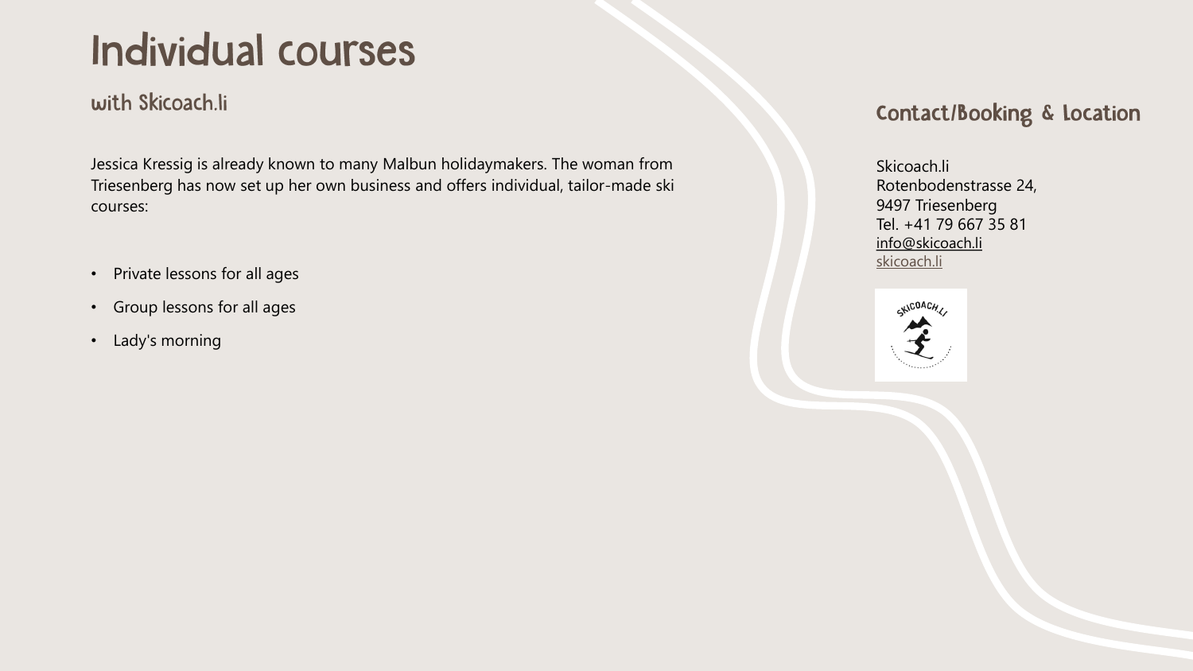# Individual courses

## with Skicoach.li

Jessica Kressig is already known to many Malbun holidaymakers. The woman from Triesenberg has now set up her own business and offers individual, tailor-made ski courses:

- Private lessons for all ages
- Group lessons for all ages
- Lady's morning

## Contact/Booking & Location

Skicoach.li
Rotenbodenstrasse 24,
9497 Triesenberg
Tel. +41 79 667 35 81
info@skicoach.li
skicoach.li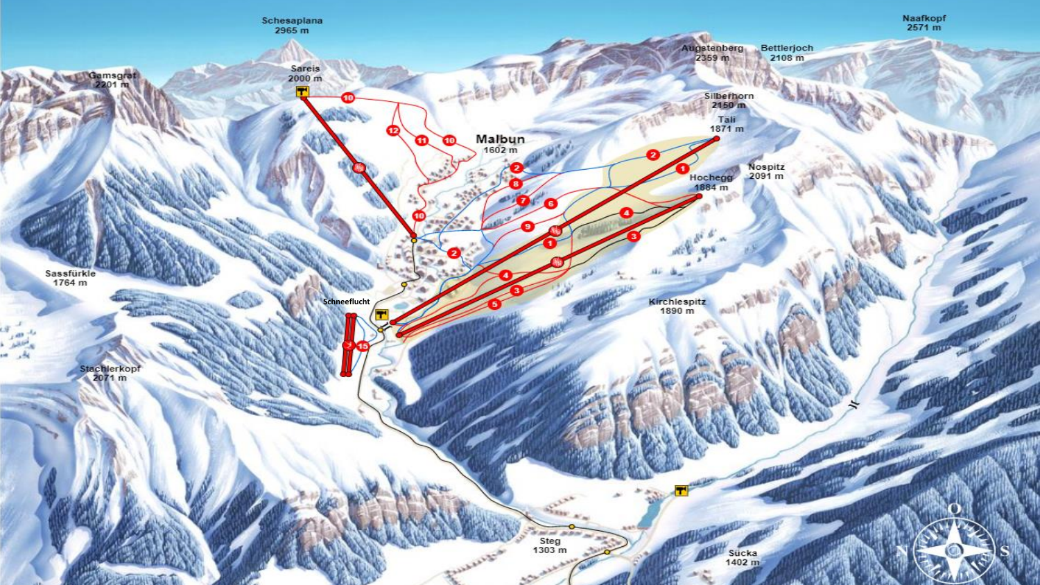Schesaplana
2965 m

Gamsgrat
2201 m

Sareis
2000 m

Augstenberg
2359 m

Bettlerjoch
2108 m

Naafkopf
2571 m

Silberhorn
2150 m

Täli
1871 m

Malbun
1602 m

Hochegg
1884 m

Nospitz
2091 m

Sassfürkle
1764 m

Schneeflucht

Kirchlespitz
1890 m

Stachlerkopf
2071 m

Steg
1303 m

Sücka
1402 m

O

N

S